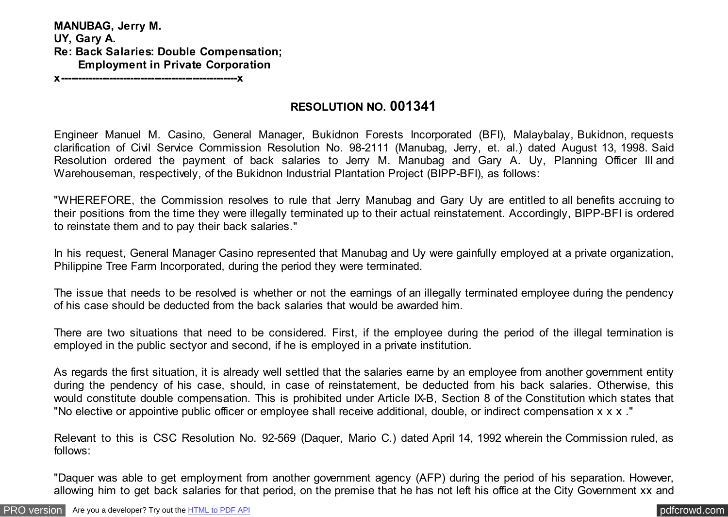**MANUBAG, Jerry M.**
**UY, Gary A.**
**Re: Back Salaries: Double Compensation;**
**Employment in Private Corporation**
**x---------------------------------------------------x**

## RESOLUTION NO. 001341

Engineer Manuel M. Casino, General Manager, Bukidnon Forests Incorporated (BFI), Malaybalay, Bukidnon, requests clarification of Civil Service Commission Resolution No. 98-2111 (Manubag, Jerry, et. al.) dated August 13, 1998. Said Resolution ordered the payment of back salaries to Jerry M. Manubag and Gary A. Uy, Planning Officer III and Warehouseman, respectively, of the Bukidnon Industrial Plantation Project (BIPP-BFI), as follows:

"WHEREFORE, the Commission resolves to rule that Jerry Manubag and Gary Uy are entitled to all benefits accruing to their positions from the time they were illegally terminated up to their actual reinstatement. Accordingly, BIPP-BFI is ordered to reinstate them and to pay their back salaries."

In his request, General Manager Casino represented that Manubag and Uy were gainfully employed at a private organization, Philippine Tree Farm Incorporated, during the period they were terminated.

The issue that needs to be resolved is whether or not the earnings of an illegally terminated employee during the pendency of his case should be deducted from the back salaries that would be awarded him.

There are two situations that need to be considered. First, if the employee during the period of the illegal termination is employed in the public sectyor and second, if he is employed in a private institution.

As regards the first situation, it is already well settled that the salaries earne by an employee from another government entity during the pendency of his case, should, in case of reinstatement, be deducted from his back salaries. Otherwise, this would constitute double compensation. This is prohibited under Article IX-B, Section 8 of the Constitution which states that "No elective or appointive public officer or employee shall receive additional, double, or indirect compensation x x x ."

Relevant to this is CSC Resolution No. 92-569 (Daquer, Mario C.) dated April 14, 1992 wherein the Commission ruled, as follows:

"Daquer was able to get employment from another government agency (AFP) during the period of his separation. However, allowing him to get back salaries for that period, on the premise that he has not left his office at the City Government xx and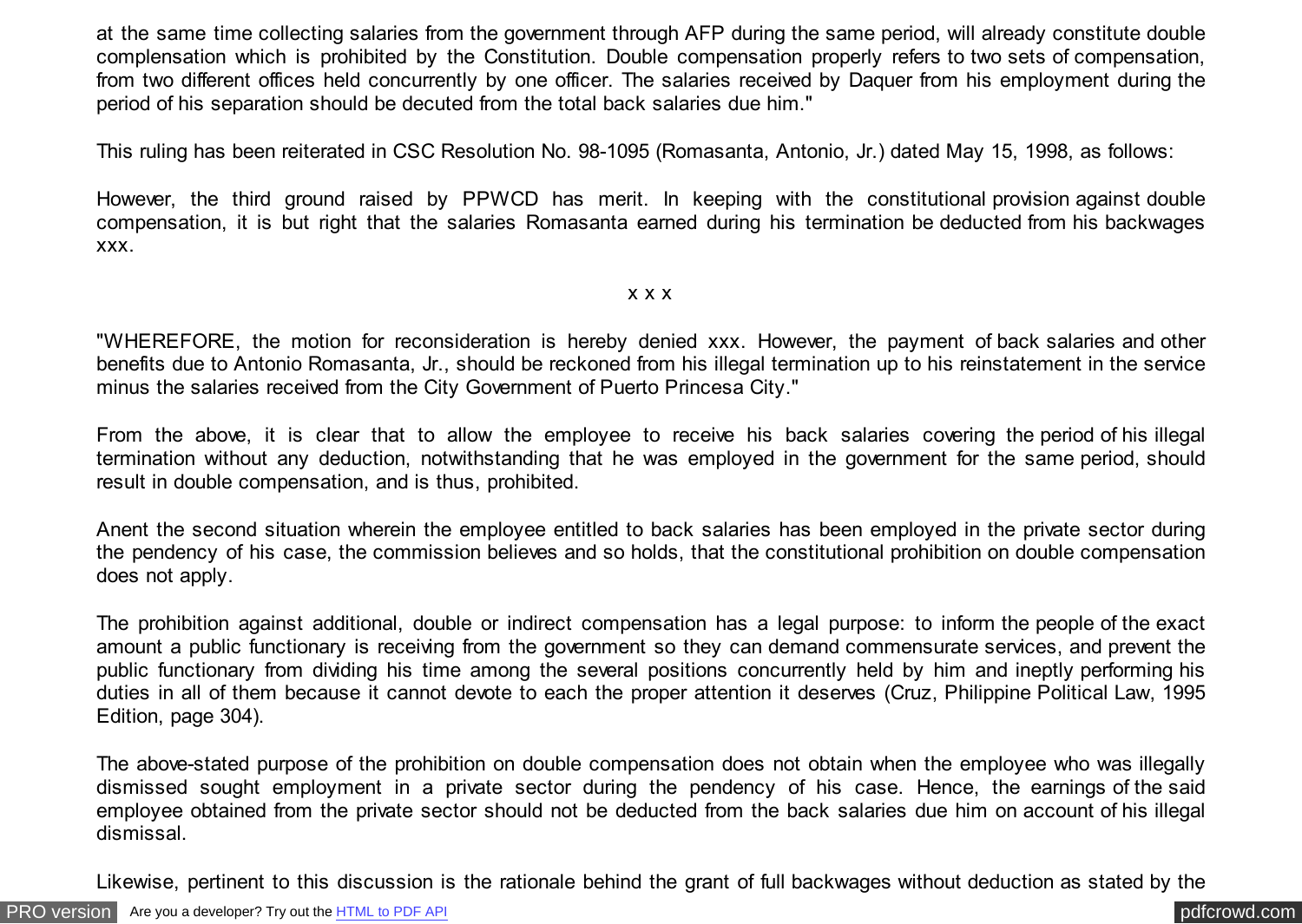at the same time collecting salaries from the government through AFP during the same period, will already constitute double complensation which is prohibited by the Constitution. Double compensation properly refers to two sets of compensation, from two different offices held concurrently by one officer. The salaries received by Daquer from his employment during the period of his separation should be decuted from the total back salaries due him."

This ruling has been reiterated in CSC Resolution No. 98-1095 (Romasanta, Antonio, Jr.) dated May 15, 1998, as follows:

However, the third ground raised by PPWCD has merit. In keeping with the constitutional provision against double compensation, it is but right that the salaries Romasanta earned during his termination be deducted from his backwages xxx.

x x x

"WHEREFORE, the motion for reconsideration is hereby denied xxx. However, the payment of back salaries and other benefits due to Antonio Romasanta, Jr., should be reckoned from his illegal termination up to his reinstatement in the service minus the salaries received from the City Government of Puerto Princesa City."

From the above, it is clear that to allow the employee to receive his back salaries covering the period of his illegal termination without any deduction, notwithstanding that he was employed in the government for the same period, should result in double compensation, and is thus, prohibited.

Anent the second situation wherein the employee entitled to back salaries has been employed in the private sector during the pendency of his case, the commission believes and so holds, that the constitutional prohibition on double compensation does not apply.

The prohibition against additional, double or indirect compensation has a legal purpose: to inform the people of the exact amount a public functionary is receiving from the government so they can demand commensurate services, and prevent the public functionary from dividing his time among the several positions concurrently held by him and ineptly performing his duties in all of them because it cannot devote to each the proper attention it deserves (Cruz, Philippine Political Law, 1995 Edition, page 304).

The above-stated purpose of the prohibition on double compensation does not obtain when the employee who was illegally dismissed sought employment in a private sector during the pendency of his case. Hence, the earnings of the said employee obtained from the private sector should not be deducted from the back salaries due him on account of his illegal dismissal.

Likewise, pertinent to this discussion is the rationale behind the grant of full backwages without deduction as stated by the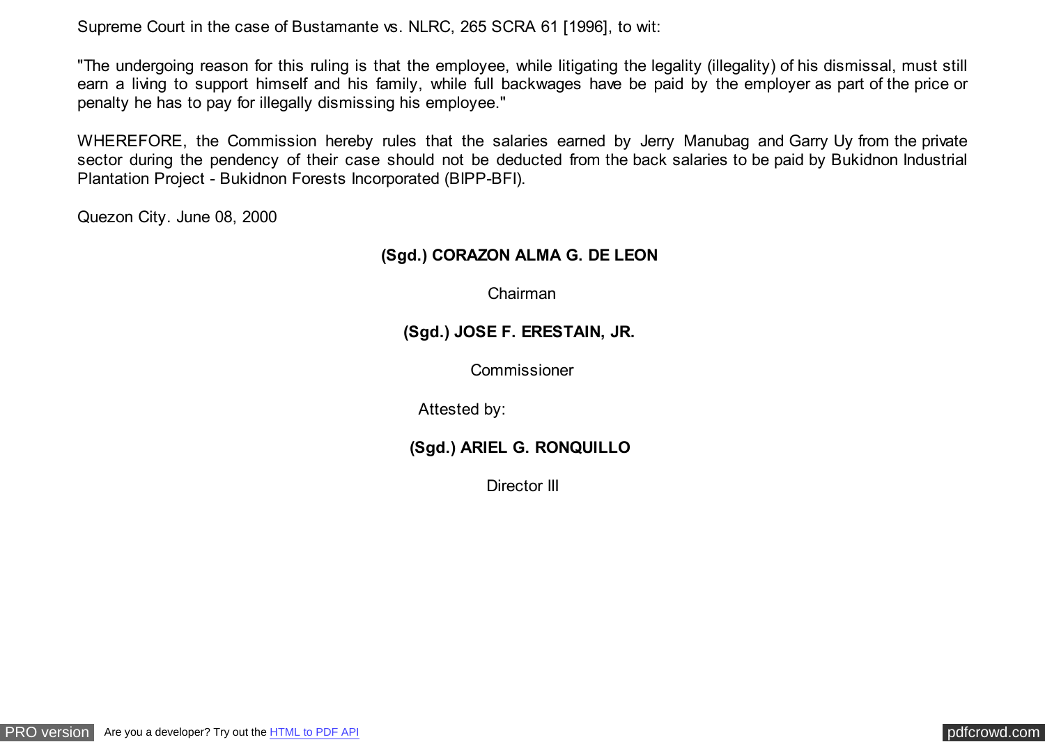Supreme Court in the case of Bustamante vs. NLRC, 265 SCRA 61 [1996], to wit:

"The undergoing reason for this ruling is that the employee, while litigating the legality (illegality) of his dismissal, must still earn a living to support himself and his family, while full backwages have be paid by the employer as part of the price or penalty he has to pay for illegally dismissing his employee."

WHEREFORE, the Commission hereby rules that the salaries earned by Jerry Manubag and Garry Uy from the private sector during the pendency of their case should not be deducted from the back salaries to be paid by Bukidnon Industrial Plantation Project - Bukidnon Forests Incorporated (BIPP-BFI).

Quezon City. June 08, 2000

**(Sgd.) CORAZON ALMA G. DE LEON**

Chairman

**(Sgd.) JOSE F. ERESTAIN, JR.**

Commissioner

Attested by:

**(Sgd.) ARIEL G. RONQUILLO**

Director III